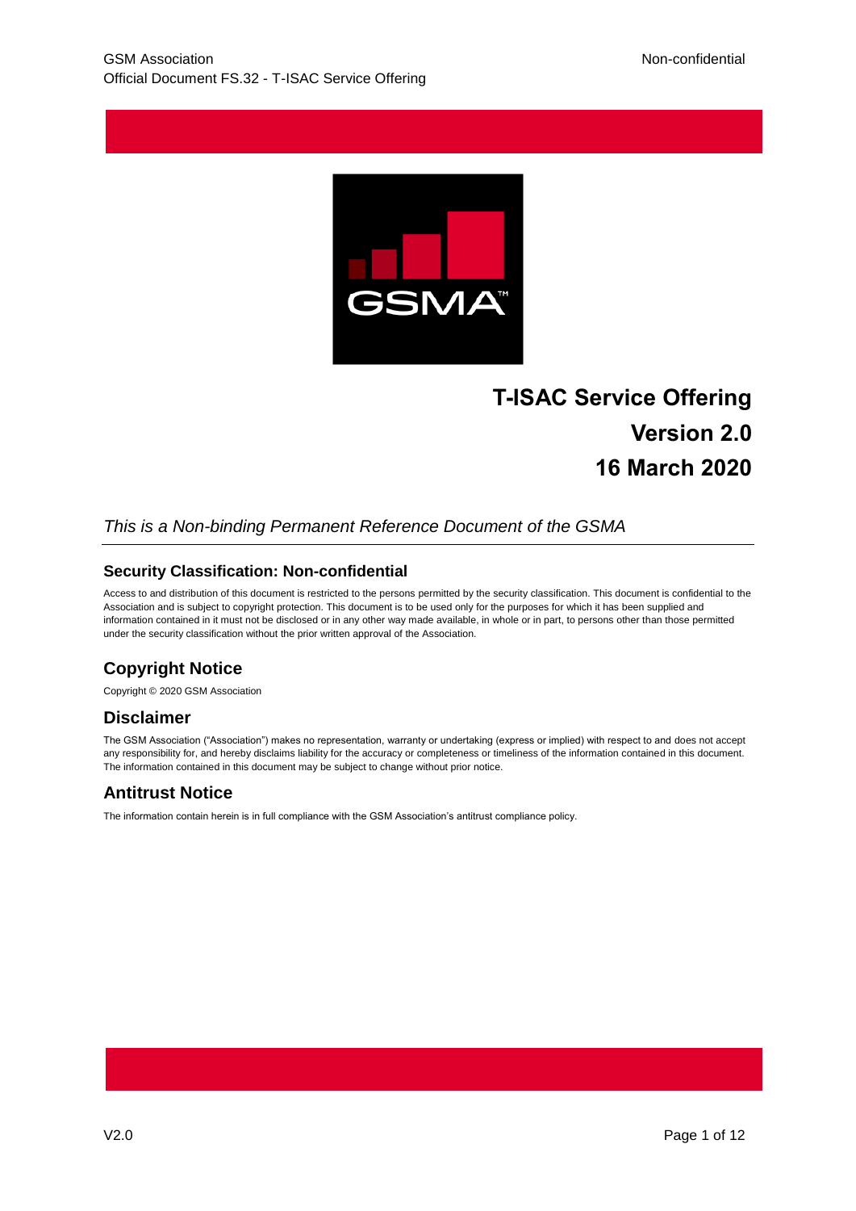# T-ISAC Service Offering

**Version 2.0**

**16 March 2020**

*This is a Non-binding Permanent Reference Document of the GSMA*

### Security Classification: Non-confidential

Access to and distribution of this document is restricted to the persons permitted by the security classification. This document is confidential to the Association and is subject to copyright protection. This document is to be used only for the purposes for which it has been supplied and information contained in it must not be disclosed or in any other way made available, in whole or in part, to persons other than those permitted under the security classification without the prior written approval of the Association.

## Copyright Notice

Copyright © 2020 GSM Association

## Disclaimer

The GSM Association ("Association") makes no representation, warranty or undertaking (express or implied) with respect to and does not accept any responsibility for, and hereby disclaims liability for the accuracy or completeness or timeliness of the information contained in this document. The information contained in this document may be subject to change without prior notice.

## Antitrust Notice

The information contain herein is in full compliance with the GSM Association's antitrust compliance policy.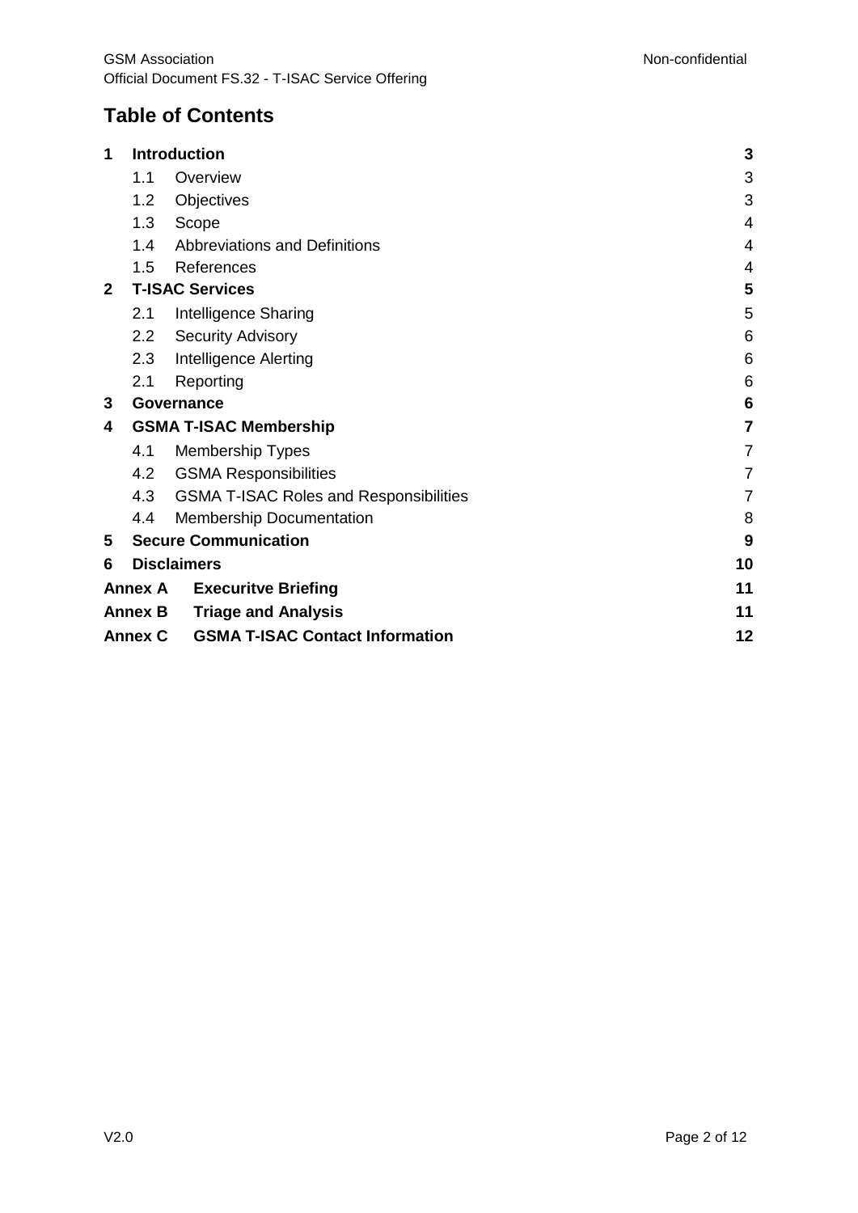## Table of Contents

| | | |
|---|---|---|
| **1** | **Introduction** | **3** |
| 1.1 | Overview | 3 |
| 1.2 | Objectives | 3 |
| 1.3 | Scope | 4 |
| 1.4 | Abbreviations and Definitions | 4 |
| 1.5 | References | 4 |
| **2** | **T-ISAC Services** | **5** |
| 2.1 | Intelligence Sharing | 5 |
| 2.2 | Security Advisory | 6 |
| 2.3 | Intelligence Alerting | 6 |
| 2.1 | Reporting | 6 |
| **3** | **Governance** | **6** |
| **4** | **GSMA T-ISAC Membership** | **7** |
| 4.1 | Membership Types | 7 |
| 4.2 | GSMA Responsibilities | 7 |
| 4.3 | GSMA T-ISAC Roles and Responsibilities | 7 |
| 4.4 | Membership Documentation | 8 |
| **5** | **Secure Communication** | **9** |
| **6** | **Disclaimers** | **10** |
| **Annex A** | **Execuritve Briefing** | **11** |
| **Annex B** | **Triage and Analysis** | **11** |
| **Annex C** | **GSMA T-ISAC Contact Information** | **12** |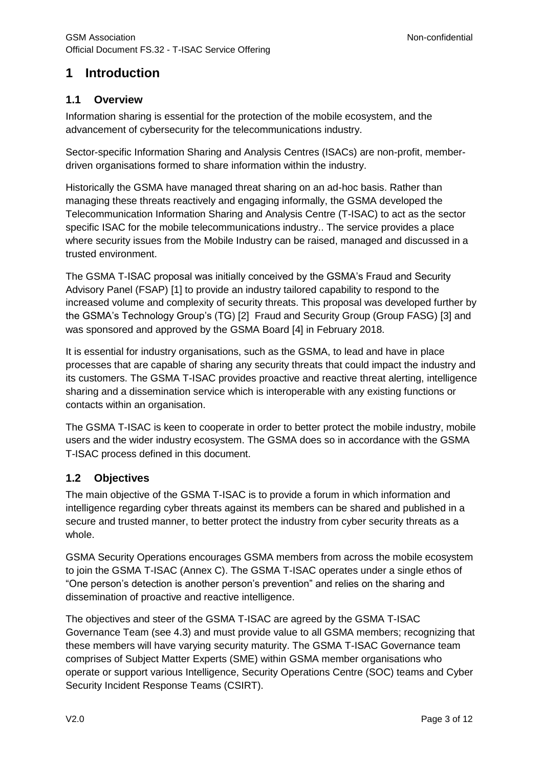# 1 Introduction

## 1.1 Overview

Information sharing is essential for the protection of the mobile ecosystem, and the advancement of cybersecurity for the telecommunications industry.

Sector-specific Information Sharing and Analysis Centres (ISACs) are non-profit, member-driven organisations formed to share information within the industry.

Historically the GSMA have managed threat sharing on an ad-hoc basis. Rather than managing these threats reactively and engaging informally, the GSMA developed the Telecommunication Information Sharing and Analysis Centre (T-ISAC) to act as the sector specific ISAC for the mobile telecommunications industry.. The service provides a place where security issues from the Mobile Industry can be raised, managed and discussed in a trusted environment.

The GSMA T-ISAC proposal was initially conceived by the GSMA's Fraud and Security Advisory Panel (FSAP) [1] to provide an industry tailored capability to respond to the increased volume and complexity of security threats. This proposal was developed further by the GSMA's Technology Group's (TG) [2] Fraud and Security Group (Group FASG) [3] and was sponsored and approved by the GSMA Board [4] in February 2018.

It is essential for industry organisations, such as the GSMA, to lead and have in place processes that are capable of sharing any security threats that could impact the industry and its customers. The GSMA T-ISAC provides proactive and reactive threat alerting, intelligence sharing and a dissemination service which is interoperable with any existing functions or contacts within an organisation.

The GSMA T-ISAC is keen to cooperate in order to better protect the mobile industry, mobile users and the wider industry ecosystem. The GSMA does so in accordance with the GSMA T-ISAC process defined in this document.

## 1.2 Objectives

The main objective of the GSMA T-ISAC is to provide a forum in which information and intelligence regarding cyber threats against its members can be shared and published in a secure and trusted manner, to better protect the industry from cyber security threats as a whole.

GSMA Security Operations encourages GSMA members from across the mobile ecosystem to join the GSMA T-ISAC (Annex C). The GSMA T-ISAC operates under a single ethos of "One person's detection is another person's prevention" and relies on the sharing and dissemination of proactive and reactive intelligence.

The objectives and steer of the GSMA T-ISAC are agreed by the GSMA T-ISAC Governance Team (see 4.3) and must provide value to all GSMA members; recognizing that these members will have varying security maturity. The GSMA T-ISAC Governance team comprises of Subject Matter Experts (SME) within GSMA member organisations who operate or support various Intelligence, Security Operations Centre (SOC) teams and Cyber Security Incident Response Teams (CSIRT).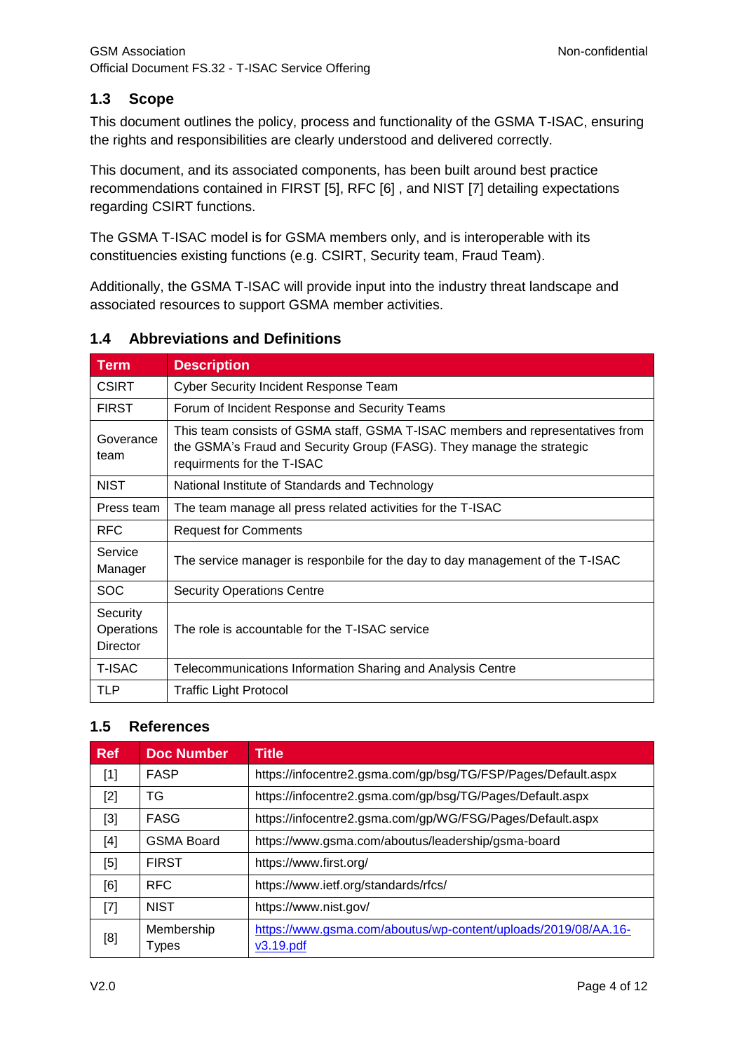## 1.3 Scope

This document outlines the policy, process and functionality of the GSMA T-ISAC, ensuring the rights and responsibilities are clearly understood and delivered correctly.

This document, and its associated components, has been built around best practice recommendations contained in FIRST [5], RFC [6] , and NIST [7] detailing expectations regarding CSIRT functions.

The GSMA T-ISAC model is for GSMA members only, and is interoperable with its constituencies existing functions (e.g. CSIRT, Security team, Fraud Team).

Additionally, the GSMA T-ISAC will provide input into the industry threat landscape and associated resources to support GSMA member activities.

## 1.4 Abbreviations and Definitions

| Term | Description |
|---|---|
| CSIRT | Cyber Security Incident Response Team |
| FIRST | Forum of Incident Response and Security Teams |
| Goverance team | This team consists of GSMA staff, GSMA T-ISAC members and representatives from the GSMA's Fraud and Security Group (FASG). They manage the strategic requirments for the T-ISAC |
| NIST | National Institute of Standards and Technology |
| Press team | The team manage all press related activities for the T-ISAC |
| RFC | Request for Comments |
| Service Manager | The service manager is responbile for the day to day management of the T-ISAC |
| SOC | Security Operations Centre |
| Security Operations Director | The role is accountable for the T-ISAC service |
| T-ISAC | Telecommunications Information Sharing and Analysis Centre |
| TLP | Traffic Light Protocol |

## 1.5 References

| Ref | Doc Number | Title |
|---|---|---|
| [1] | FASP | https://infocentre2.gsma.com/gp/bsg/TG/FSP/Pages/Default.aspx |
| [2] | TG | https://infocentre2.gsma.com/gp/bsg/TG/Pages/Default.aspx |
| [3] | FASG | https://infocentre2.gsma.com/gp/WG/FSG/Pages/Default.aspx |
| [4] | GSMA Board | https://www.gsma.com/aboutus/leadership/gsma-board |
| [5] | FIRST | https://www.first.org/ |
| [6] | RFC | https://www.ietf.org/standards/rfcs/ |
| [7] | NIST | https://www.nist.gov/ |
| [8] | Membership Types | https://www.gsma.com/aboutus/wp-content/uploads/2019/08/AA.16-v3.19.pdf |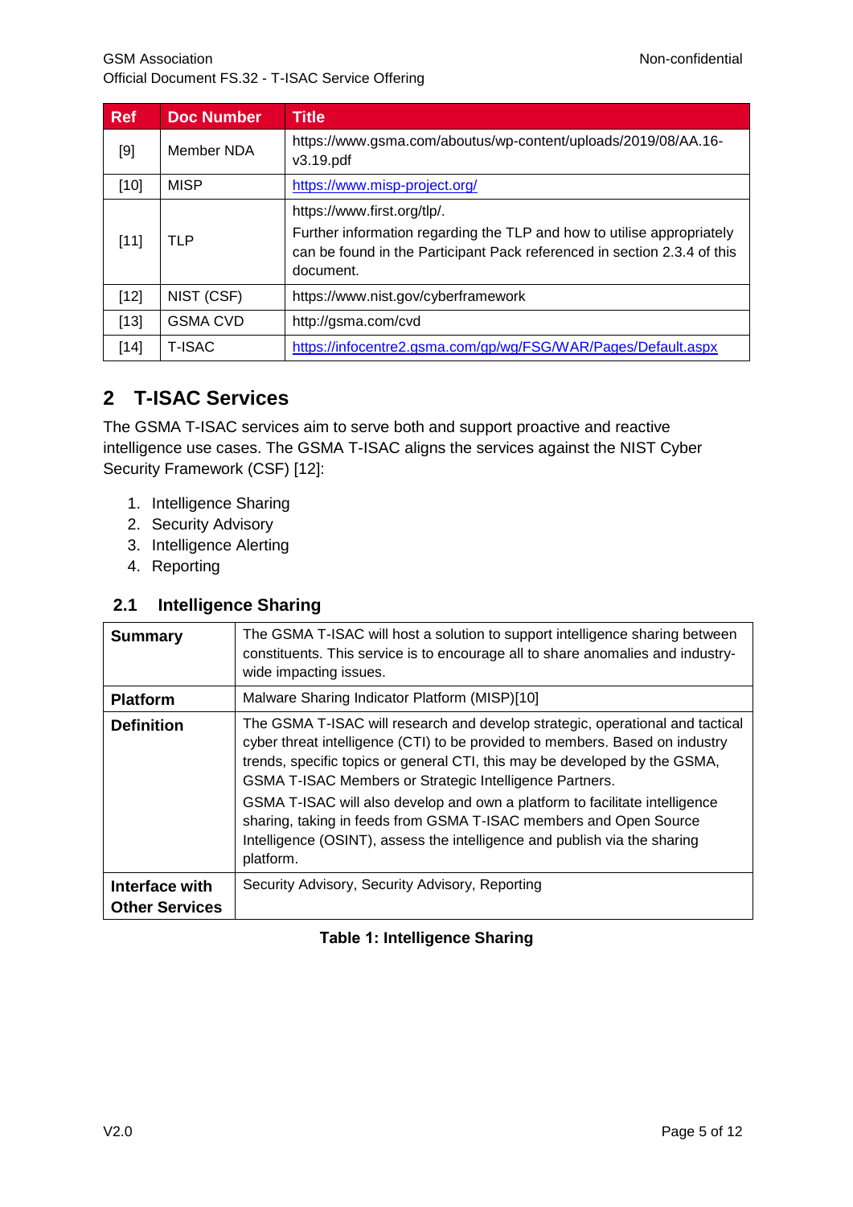| Ref | Doc Number | Title |
|---|---|---|
| [9] | Member NDA | https://www.gsma.com/aboutus/wp-content/uploads/2019/08/AA.16-v3.19.pdf |
| [10] | MISP | https://www.misp-project.org/ |
| [11] | TLP | https://www.first.org/tlp/. Further information regarding the TLP and how to utilise appropriately can be found in the Participant Pack referenced in section 2.3.4 of this document. |
| [12] | NIST (CSF) | https://www.nist.gov/cyberframework |
| [13] | GSMA CVD | http://gsma.com/cvd |
| [14] | T-ISAC | https://infocentre2.gsma.com/gp/wg/FSG/WAR/Pages/Default.aspx |

# 2 T-ISAC Services

The GSMA T-ISAC services aim to serve both and support proactive and reactive intelligence use cases. The GSMA T-ISAC aligns the services against the NIST Cyber Security Framework (CSF) [12]:

1. Intelligence Sharing
2. Security Advisory
3. Intelligence Alerting
4. Reporting

## 2.1 Intelligence Sharing

| | |
|---|---|
| **Summary** | The GSMA T-ISAC will host a solution to support intelligence sharing between constituents. This service is to encourage all to share anomalies and industry-wide impacting issues. |
| **Platform** | Malware Sharing Indicator Platform (MISP)[10] |
| **Definition** | The GSMA T-ISAC will research and develop strategic, operational and tactical cyber threat intelligence (CTI) to be provided to members. Based on industry trends, specific topics or general CTI, this may be developed by the GSMA, GSMA T-ISAC Members or Strategic Intelligence Partners. GSMA T-ISAC will also develop and own a platform to facilitate intelligence sharing, taking in feeds from GSMA T-ISAC members and Open Source Intelligence (OSINT), assess the intelligence and publish via the sharing platform. |
| **Interface with Other Services** | Security Advisory, Security Advisory, Reporting |

**Table 1: Intelligence Sharing**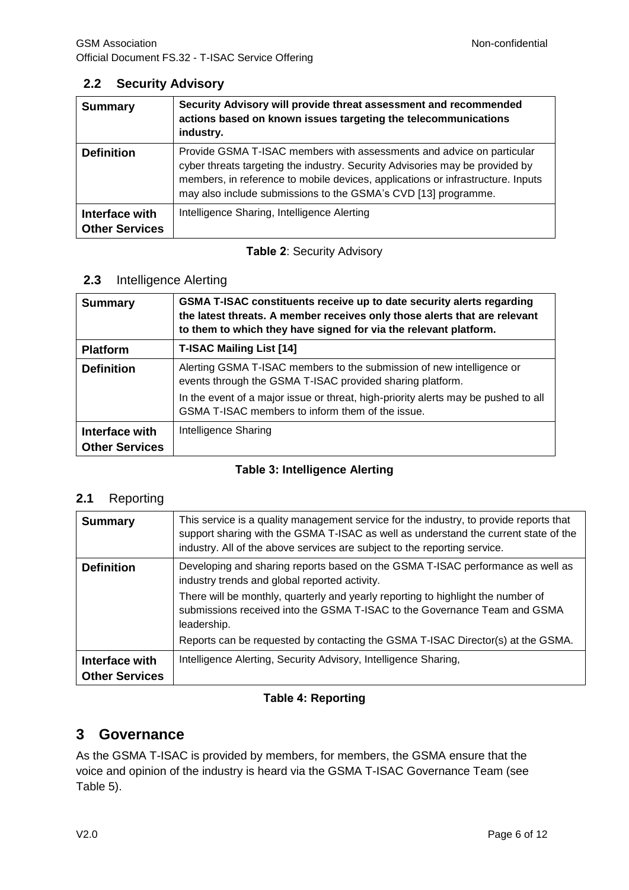## 2.2 Security Advisory

| **Summary** | **Security Advisory will provide threat assessment and recommended actions based on known issues targeting the telecommunications industry.** |
|---|---|
| **Definition** | Provide GSMA T-ISAC members with assessments and advice on particular cyber threats targeting the industry. Security Advisories may be provided by members, in reference to mobile devices, applications or infrastructure. Inputs may also include submissions to the GSMA's CVD [13] programme. |
| **Interface with Other Services** | Intelligence Sharing, Intelligence Alerting |

**Table 2**: Security Advisory

## 2.3 Intelligence Alerting

| **Summary** | **GSMA T-ISAC constituents receive up to date security alerts regarding the latest threats. A member receives only those alerts that are relevant to them to which they have signed for via the relevant platform.** |
|---|---|
| **Platform** | **T-ISAC Mailing List [14]** |
| **Definition** | Alerting GSMA T-ISAC members to the submission of new intelligence or events through the GSMA T-ISAC provided sharing platform.<br>In the event of a major issue or threat, high-priority alerts may be pushed to all GSMA T-ISAC members to inform them of the issue. |
| **Interface with Other Services** | Intelligence Sharing |

**Table 3: Intelligence Alerting**

## 2.1 Reporting

| **Summary** | This service is a quality management service for the industry, to provide reports that support sharing with the GSMA T-ISAC as well as understand the current state of the industry. All of the above services are subject to the reporting service. |
|---|---|
| **Definition** | Developing and sharing reports based on the GSMA T-ISAC performance as well as industry trends and global reported activity.<br>There will be monthly, quarterly and yearly reporting to highlight the number of submissions received into the GSMA T-ISAC to the Governance Team and GSMA leadership.<br>Reports can be requested by contacting the GSMA T-ISAC Director(s) at the GSMA. |
| **Interface with Other Services** | Intelligence Alerting, Security Advisory, Intelligence Sharing, |

**Table 4: Reporting**

# 3 Governance

As the GSMA T-ISAC is provided by members, for members, the GSMA ensure that the voice and opinion of the industry is heard via the GSMA T-ISAC Governance Team (see Table 5).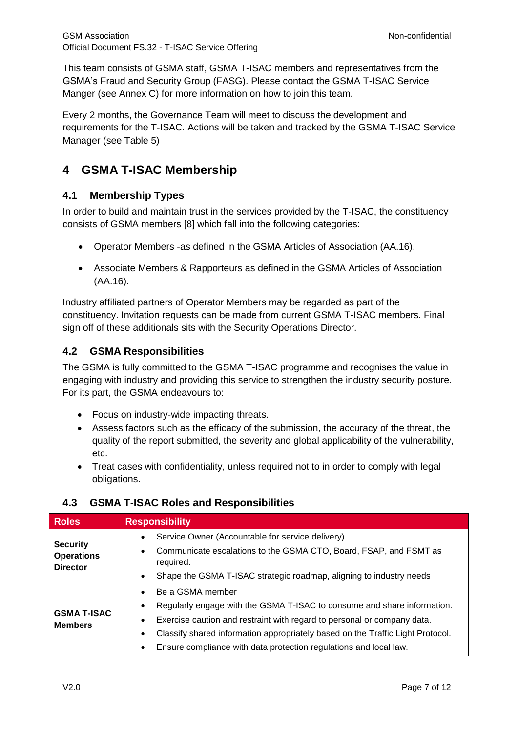This team consists of GSMA staff, GSMA T-ISAC members and representatives from the GSMA's Fraud and Security Group (FASG). Please contact the GSMA T-ISAC Service Manger (see Annex C) for more information on how to join this team.

Every 2 months, the Governance Team will meet to discuss the development and requirements for the T-ISAC. Actions will be taken and tracked by the GSMA T-ISAC Service Manager (see Table 5)

# 4 GSMA T-ISAC Membership

## 4.1 Membership Types

In order to build and maintain trust in the services provided by the T-ISAC, the constituency consists of GSMA members [8] which fall into the following categories:

- Operator Members -as defined in the GSMA Articles of Association (AA.16).
- Associate Members & Rapporteurs as defined in the GSMA Articles of Association (AA.16).

Industry affiliated partners of Operator Members may be regarded as part of the constituency. Invitation requests can be made from current GSMA T-ISAC members. Final sign off of these additionals sits with the Security Operations Director.

## 4.2 GSMA Responsibilities

The GSMA is fully committed to the GSMA T-ISAC programme and recognises the value in engaging with industry and providing this service to strengthen the industry security posture. For its part, the GSMA endeavours to:

- Focus on industry-wide impacting threats.
- Assess factors such as the efficacy of the submission, the accuracy of the threat, the quality of the report submitted, the severity and global applicability of the vulnerability, etc.
- Treat cases with confidentiality, unless required not to in order to comply with legal obligations.

## 4.3 GSMA T-ISAC Roles and Responsibilities

| Roles | Responsibility |
|---|---|
| **Security Operations Director** | • Service Owner (Accountable for service delivery)<br>• Communicate escalations to the GSMA CTO, Board, FSAP, and FSMT as required.<br>• Shape the GSMA T-ISAC strategic roadmap, aligning to industry needs |
| **GSMA T-ISAC Members** | • Be a GSMA member<br>• Regularly engage with the GSMA T-ISAC to consume and share information.<br>• Exercise caution and restraint with regard to personal or company data.<br>• Classify shared information appropriately based on the Traffic Light Protocol.<br>• Ensure compliance with data protection regulations and local law. |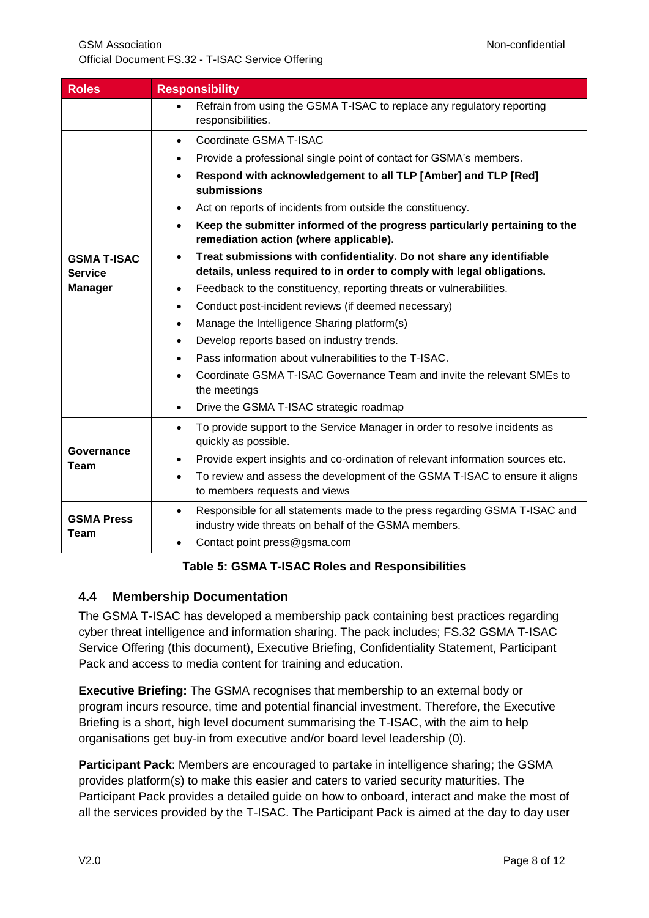| Roles | Responsibility |
|---|---|
| | • Refrain from using the GSMA T-ISAC to replace any regulatory reporting responsibilities. |
| **GSMA T-ISAC Service Manager** | • Coordinate GSMA T-ISAC<br>• Provide a professional single point of contact for GSMA's members.<br>• **Respond with acknowledgement to all TLP [Amber] and TLP [Red] submissions**<br>• Act on reports of incidents from outside the constituency.<br>• **Keep the submitter informed of the progress particularly pertaining to the remediation action (where applicable).**<br>• **Treat submissions with confidentiality. Do not share any identifiable details, unless required to in order to comply with legal obligations.**<br>• Feedback to the constituency, reporting threats or vulnerabilities.<br>• Conduct post-incident reviews (if deemed necessary)<br>• Manage the Intelligence Sharing platform(s)<br>• Develop reports based on industry trends.<br>• Pass information about vulnerabilities to the T-ISAC.<br>• Coordinate GSMA T-ISAC Governance Team and invite the relevant SMEs to the meetings<br>• Drive the GSMA T-ISAC strategic roadmap |
| **Governance Team** | • To provide support to the Service Manager in order to resolve incidents as quickly as possible.<br>• Provide expert insights and co-ordination of relevant information sources etc.<br>• To review and assess the development of the GSMA T-ISAC to ensure it aligns to members requests and views |
| **GSMA Press Team** | • Responsible for all statements made to the press regarding GSMA T-ISAC and industry wide threats on behalf of the GSMA members.<br>• Contact point press@gsma.com |

**Table 5: GSMA T-ISAC Roles and Responsibilities**

## 4.4 Membership Documentation

The GSMA T-ISAC has developed a membership pack containing best practices regarding cyber threat intelligence and information sharing. The pack includes; FS.32 GSMA T-ISAC Service Offering (this document), Executive Briefing, Confidentiality Statement, Participant Pack and access to media content for training and education.

**Executive Briefing:** The GSMA recognises that membership to an external body or program incurs resource, time and potential financial investment. Therefore, the Executive Briefing is a short, high level document summarising the T-ISAC, with the aim to help organisations get buy-in from executive and/or board level leadership (0).

**Participant Pack**: Members are encouraged to partake in intelligence sharing; the GSMA provides platform(s) to make this easier and caters to varied security maturities. The Participant Pack provides a detailed guide on how to onboard, interact and make the most of all the services provided by the T-ISAC. The Participant Pack is aimed at the day to day user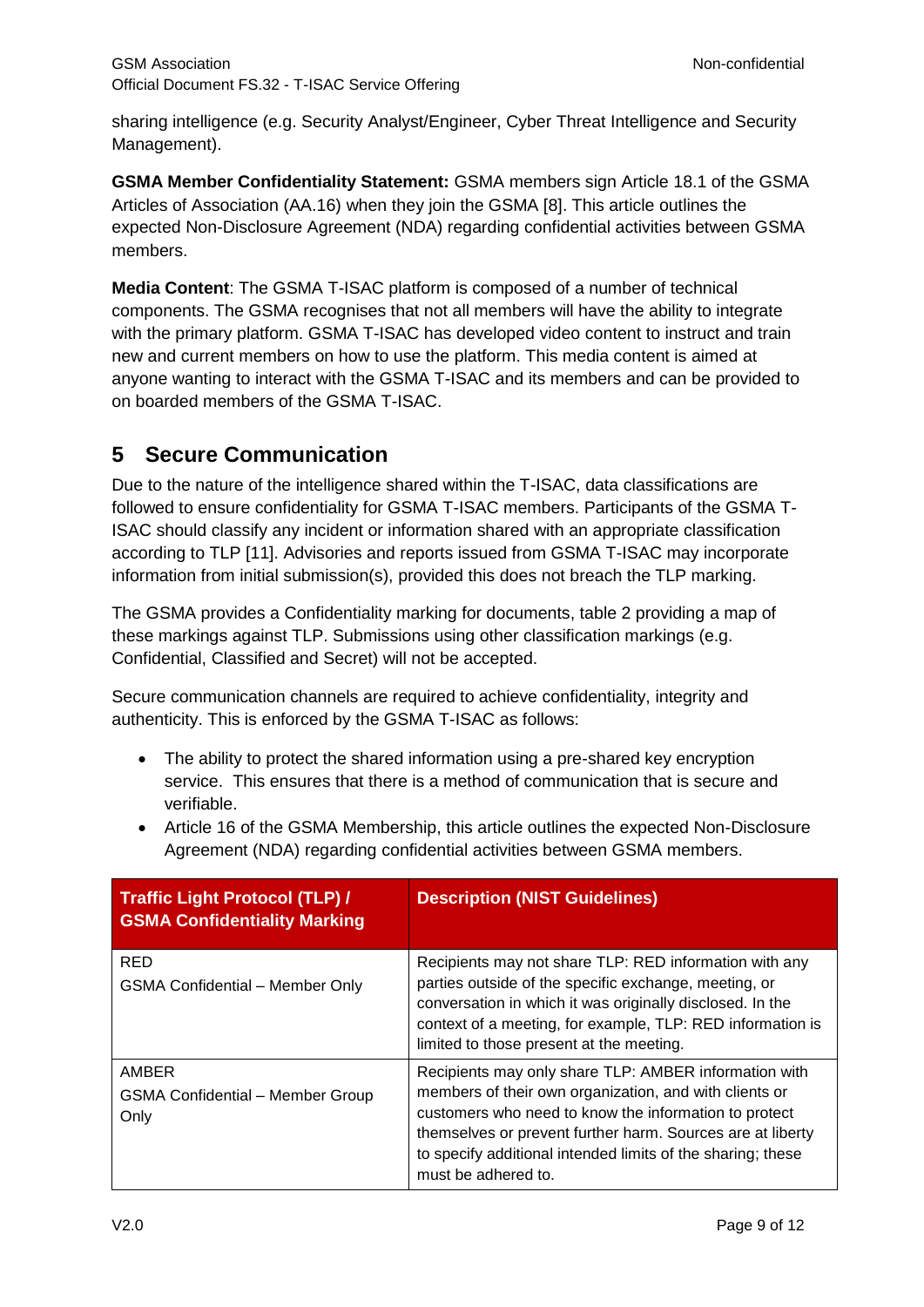sharing intelligence (e.g. Security Analyst/Engineer, Cyber Threat Intelligence and Security Management).

**GSMA Member Confidentiality Statement:** GSMA members sign Article 18.1 of the GSMA Articles of Association (AA.16) when they join the GSMA [8]. This article outlines the expected Non-Disclosure Agreement (NDA) regarding confidential activities between GSMA members.

**Media Content**: The GSMA T-ISAC platform is composed of a number of technical components. The GSMA recognises that not all members will have the ability to integrate with the primary platform. GSMA T-ISAC has developed video content to instruct and train new and current members on how to use the platform. This media content is aimed at anyone wanting to interact with the GSMA T-ISAC and its members and can be provided to on boarded members of the GSMA T-ISAC.

## 5 Secure Communication

Due to the nature of the intelligence shared within the T-ISAC, data classifications are followed to ensure confidentiality for GSMA T-ISAC members. Participants of the GSMA T-ISAC should classify any incident or information shared with an appropriate classification according to TLP [11]. Advisories and reports issued from GSMA T-ISAC may incorporate information from initial submission(s), provided this does not breach the TLP marking.

The GSMA provides a Confidentiality marking for documents, table 2 providing a map of these markings against TLP. Submissions using other classification markings (e.g. Confidential, Classified and Secret) will not be accepted.

Secure communication channels are required to achieve confidentiality, integrity and authenticity. This is enforced by the GSMA T-ISAC as follows:

- The ability to protect the shared information using a pre-shared key encryption service. This ensures that there is a method of communication that is secure and verifiable.
- Article 16 of the GSMA Membership, this article outlines the expected Non-Disclosure Agreement (NDA) regarding confidential activities between GSMA members.

| Traffic Light Protocol (TLP) / GSMA Confidentiality Marking | Description (NIST Guidelines) |
|---|---|
| RED<br>GSMA Confidential – Member Only | Recipients may not share TLP: RED information with any parties outside of the specific exchange, meeting, or conversation in which it was originally disclosed. In the context of a meeting, for example, TLP: RED information is limited to those present at the meeting. |
| AMBER<br>GSMA Confidential – Member Group Only | Recipients may only share TLP: AMBER information with members of their own organization, and with clients or customers who need to know the information to protect themselves or prevent further harm. Sources are at liberty to specify additional intended limits of the sharing; these must be adhered to. |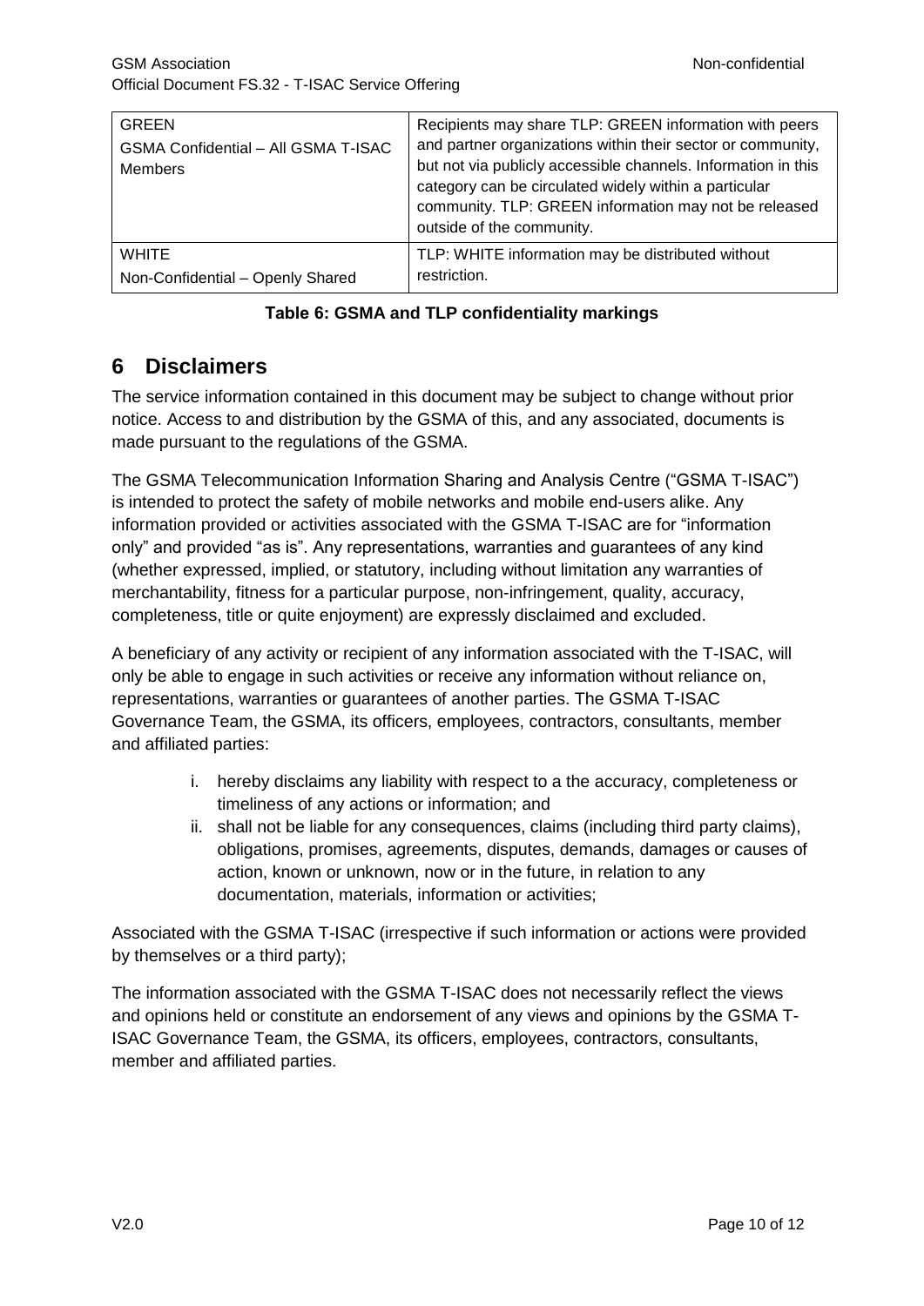| GREEN<br>GSMA Confidential – All GSMA T-ISAC Members | Recipients may share TLP: GREEN information with peers and partner organizations within their sector or community, but not via publicly accessible channels. Information in this category can be circulated widely within a particular community. TLP: GREEN information may not be released outside of the community. |
|---|---|
| WHITE<br>Non-Confidential – Openly Shared | TLP: WHITE information may be distributed without restriction. |

**Table 6: GSMA and TLP confidentiality markings**

# 6 Disclaimers

The service information contained in this document may be subject to change without prior notice. Access to and distribution by the GSMA of this, and any associated, documents is made pursuant to the regulations of the GSMA.

The GSMA Telecommunication Information Sharing and Analysis Centre ("GSMA T-ISAC") is intended to protect the safety of mobile networks and mobile end-users alike. Any information provided or activities associated with the GSMA T-ISAC are for "information only" and provided "as is". Any representations, warranties and guarantees of any kind (whether expressed, implied, or statutory, including without limitation any warranties of merchantability, fitness for a particular purpose, non-infringement, quality, accuracy, completeness, title or quite enjoyment) are expressly disclaimed and excluded.

A beneficiary of any activity or recipient of any information associated with the T-ISAC, will only be able to engage in such activities or receive any information without reliance on, representations, warranties or guarantees of another parties. The GSMA T-ISAC Governance Team, the GSMA, its officers, employees, contractors, consultants, member and affiliated parties:

i. hereby disclaims any liability with respect to a the accuracy, completeness or timeliness of any actions or information; and
ii. shall not be liable for any consequences, claims (including third party claims), obligations, promises, agreements, disputes, demands, damages or causes of action, known or unknown, now or in the future, in relation to any documentation, materials, information or activities;

Associated with the GSMA T-ISAC (irrespective if such information or actions were provided by themselves or a third party);

The information associated with the GSMA T-ISAC does not necessarily reflect the views and opinions held or constitute an endorsement of any views and opinions by the GSMA T-ISAC Governance Team, the GSMA, its officers, employees, contractors, consultants, member and affiliated parties.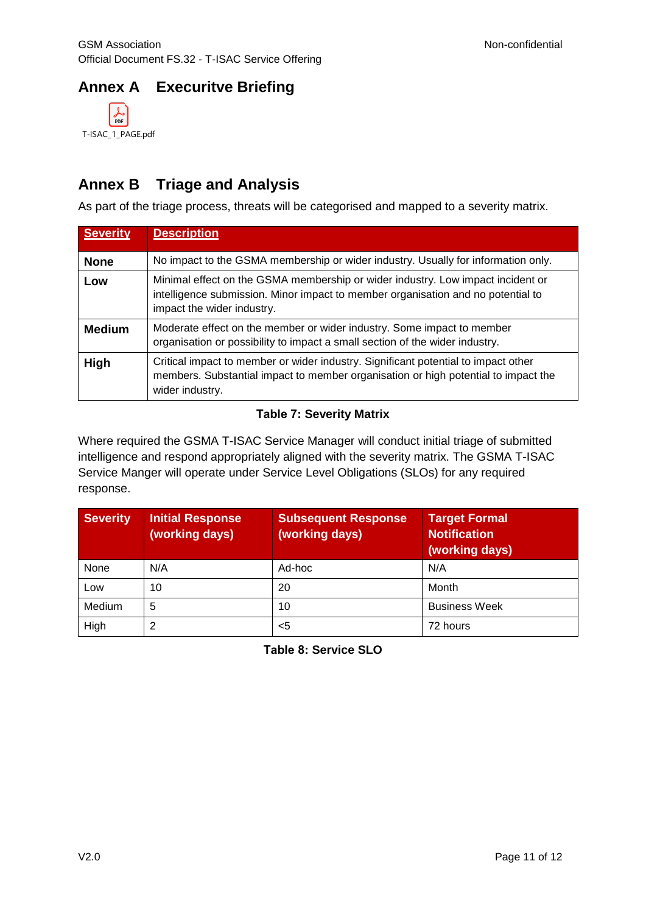## Annex A Execuritve Briefing

T-ISAC_1_PAGE.pdf

## Annex B Triage and Analysis

As part of the triage process, threats will be categorised and mapped to a severity matrix.

| Severity | Description |
|---|---|
| **None** | No impact to the GSMA membership or wider industry. Usually for information only. |
| **Low** | Minimal effect on the GSMA membership or wider industry. Low impact incident or intelligence submission. Minor impact to member organisation and no potential to impact the wider industry. |
| **Medium** | Moderate effect on the member or wider industry. Some impact to member organisation or possibility to impact a small section of the wider industry. |
| **High** | Critical impact to member or wider industry. Significant potential to impact other members. Substantial impact to member organisation or high potential to impact the wider industry. |

**Table 7: Severity Matrix**

Where required the GSMA T-ISAC Service Manager will conduct initial triage of submitted intelligence and respond appropriately aligned with the severity matrix. The GSMA T-ISAC Service Manger will operate under Service Level Obligations (SLOs) for any required response.

| Severity | Initial Response (working days) | Subsequent Response (working days) | Target Formal Notification (working days) |
|---|---|---|---|
| None | N/A | Ad-hoc | N/A |
| Low | 10 | 20 | Month |
| Medium | 5 | 10 | Business Week |
| High | 2 | <5 | 72 hours |

**Table 8: Service SLO**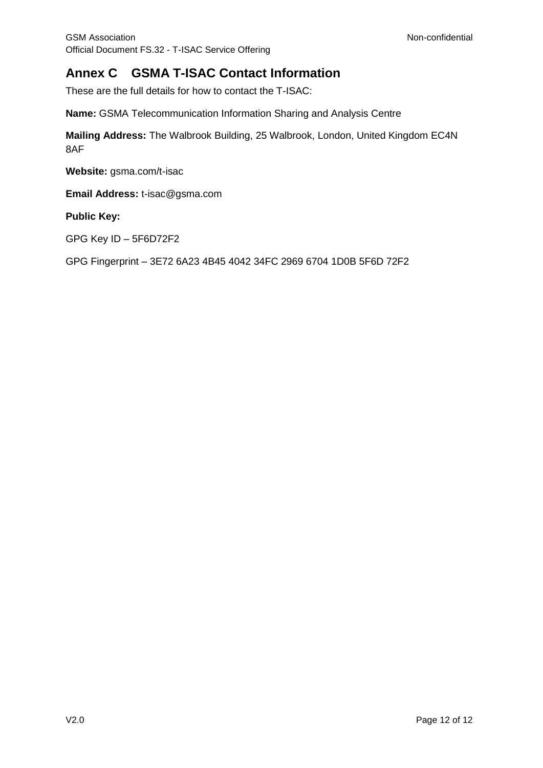# Annex C GSMA T-ISAC Contact Information

These are the full details for how to contact the T-ISAC:

**Name:** GSMA Telecommunication Information Sharing and Analysis Centre

**Mailing Address:** The Walbrook Building, 25 Walbrook, London, United Kingdom EC4N 8AF

**Website:** gsma.com/t-isac

**Email Address:** t-isac@gsma.com

**Public Key:**

GPG Key ID – 5F6D72F2

GPG Fingerprint – 3E72 6A23 4B45 4042 34FC 2969 6704 1D0B 5F6D 72F2